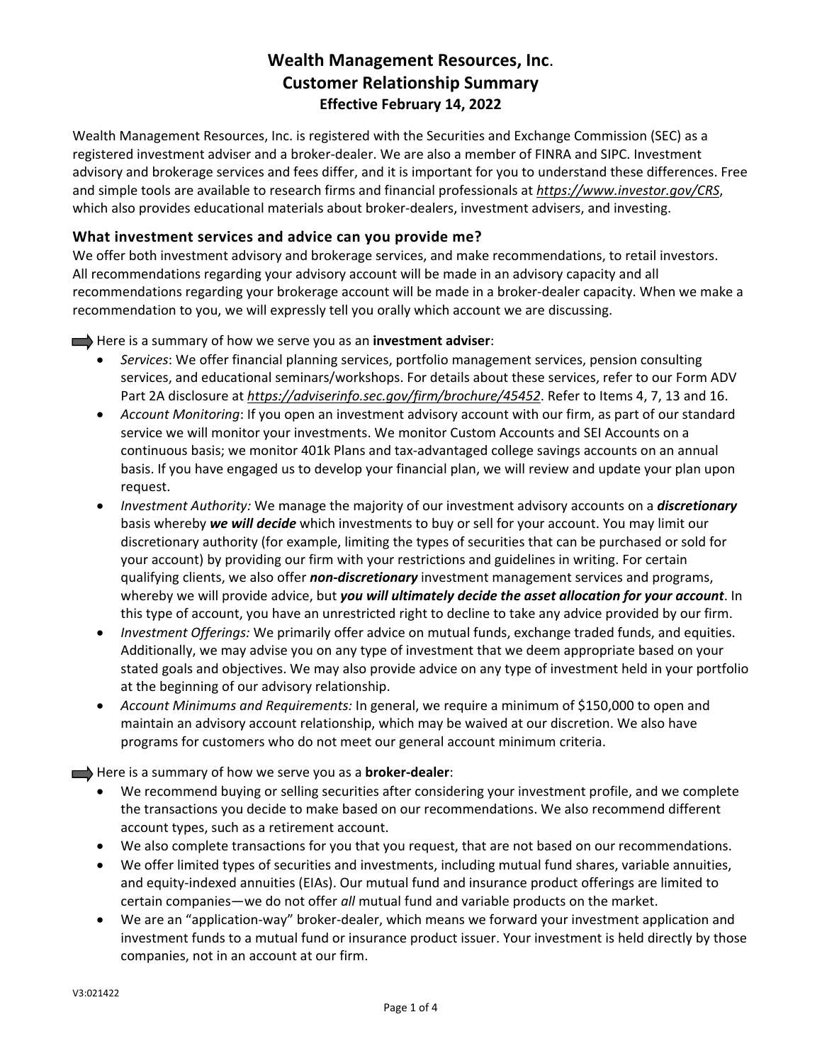# Wealth Management Resources, Inc.
# Customer Relationship Summary
### Effective February 14, 2022

Wealth Management Resources, Inc. is registered with the Securities and Exchange Commission (SEC) as a registered investment adviser and a broker-dealer. We are also a member of FINRA and SIPC. Investment advisory and brokerage services and fees differ, and it is important for you to understand these differences. Free and simple tools are available to research firms and financial professionals at ***https://www.investor.gov/CRS***, which also provides educational materials about broker-dealers, investment advisers, and investing.

## What investment services and advice can you provide me?

We offer both investment advisory and brokerage services, and make recommendations, to retail investors. All recommendations regarding your advisory account will be made in an advisory capacity and all recommendations regarding your brokerage account will be made in a broker-dealer capacity. When we make a recommendation to you, we will expressly tell you orally which account we are discussing.

➡ Here is a summary of how we serve you as an **investment adviser**:

- *Services*: We offer financial planning services, portfolio management services, pension consulting services, and educational seminars/workshops. For details about these services, refer to our Form ADV Part 2A disclosure at ***https://adviserinfo.sec.gov/firm/brochure/45452***. Refer to Items 4, 7, 13 and 16.
- *Account Monitoring*: If you open an investment advisory account with our firm, as part of our standard service we will monitor your investments. We monitor Custom Accounts and SEI Accounts on a continuous basis; we monitor 401k Plans and tax-advantaged college savings accounts on an annual basis. If you have engaged us to develop your financial plan, we will review and update your plan upon request.
- *Investment Authority:* We manage the majority of our investment advisory accounts on a ***discretionary*** basis whereby ***we will decide*** which investments to buy or sell for your account. You may limit our discretionary authority (for example, limiting the types of securities that can be purchased or sold for your account) by providing our firm with your restrictions and guidelines in writing. For certain qualifying clients, we also offer ***non-discretionary*** investment management services and programs, whereby we will provide advice, but ***you will ultimately decide the asset allocation for your account***. In this type of account, you have an unrestricted right to decline to take any advice provided by our firm.
- *Investment Offerings:* We primarily offer advice on mutual funds, exchange traded funds, and equities. Additionally, we may advise you on any type of investment that we deem appropriate based on your stated goals and objectives. We may also provide advice on any type of investment held in your portfolio at the beginning of our advisory relationship.
- *Account Minimums and Requirements:* In general, we require a minimum of $150,000 to open and maintain an advisory account relationship, which may be waived at our discretion. We also have programs for customers who do not meet our general account minimum criteria.

➡ Here is a summary of how we serve you as a **broker-dealer**:

- We recommend buying or selling securities after considering your investment profile, and we complete the transactions you decide to make based on our recommendations. We also recommend different account types, such as a retirement account.
- We also complete transactions for you that you request, that are not based on our recommendations.
- We offer limited types of securities and investments, including mutual fund shares, variable annuities, and equity-indexed annuities (EIAs). Our mutual fund and insurance product offerings are limited to certain companies—we do not offer *all* mutual fund and variable products on the market.
- We are an "application-way" broker-dealer, which means we forward your investment application and investment funds to a mutual fund or insurance product issuer. Your investment is held directly by those companies, not in an account at our firm.

V3:021422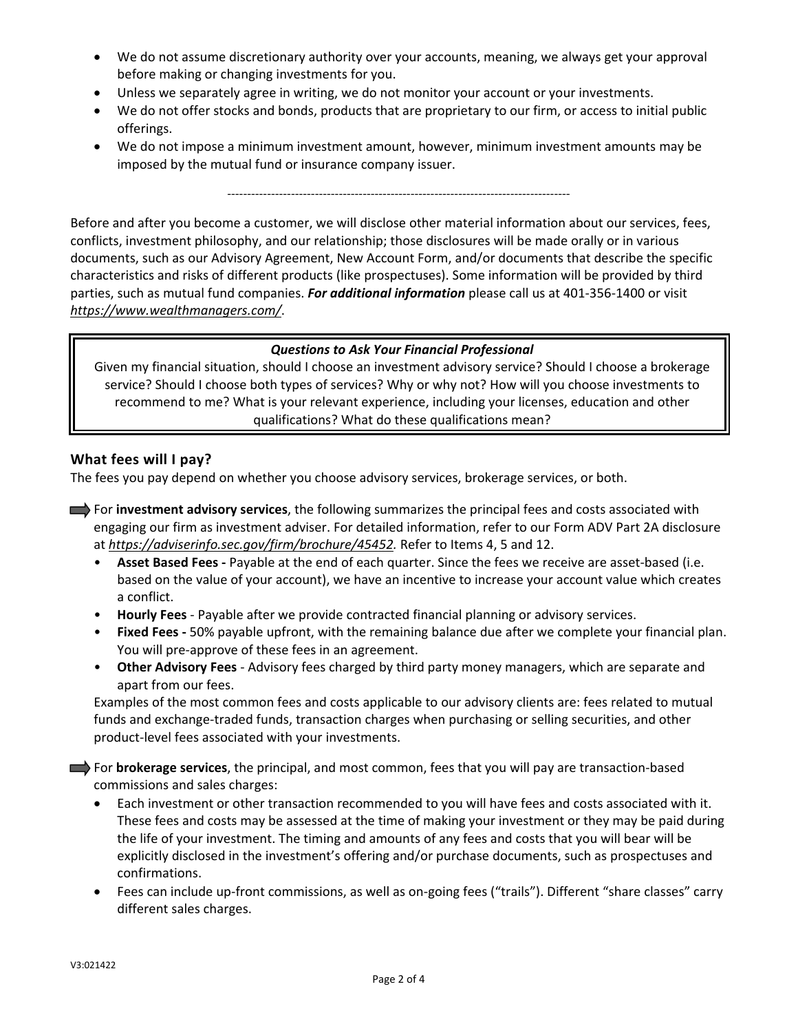- We do not assume discretionary authority over your accounts, meaning, we always get your approval before making or changing investments for you.
- Unless we separately agree in writing, we do not monitor your account or your investments.
- We do not offer stocks and bonds, products that are proprietary to our firm, or access to initial public offerings.
- We do not impose a minimum investment amount, however, minimum investment amounts may be imposed by the mutual fund or insurance company issuer.

---

Before and after you become a customer, we will disclose other material information about our services, fees, conflicts, investment philosophy, and our relationship; those disclosures will be made orally or in various documents, such as our Advisory Agreement, New Account Form, and/or documents that describe the specific characteristics and risks of different products (like prospectuses). Some information will be provided by third parties, such as mutual fund companies. ***For additional information*** please call us at 401-356-1400 or visit *https://www.wealthmanagers.com/*.

> ***Questions to Ask Your Financial Professional***
>
> Given my financial situation, should I choose an investment advisory service? Should I choose a brokerage service? Should I choose both types of services? Why or why not? How will you choose investments to recommend to me? What is your relevant experience, including your licenses, education and other qualifications? What do these qualifications mean?

## What fees will I pay?

The fees you pay depend on whether you choose advisory services, brokerage services, or both.

➡ For **investment advisory services**, the following summarizes the principal fees and costs associated with engaging our firm as investment adviser. For detailed information, refer to our Form ADV Part 2A disclosure at *https://adviserinfo.sec.gov/firm/brochure/45452.* Refer to Items 4, 5 and 12.

- **Asset Based Fees -** Payable at the end of each quarter. Since the fees we receive are asset-based (i.e. based on the value of your account), we have an incentive to increase your account value which creates a conflict.
- **Hourly Fees** - Payable after we provide contracted financial planning or advisory services.
- **Fixed Fees -** 50% payable upfront, with the remaining balance due after we complete your financial plan. You will pre-approve of these fees in an agreement.
- **Other Advisory Fees** - Advisory fees charged by third party money managers, which are separate and apart from our fees.

Examples of the most common fees and costs applicable to our advisory clients are: fees related to mutual funds and exchange-traded funds, transaction charges when purchasing or selling securities, and other product-level fees associated with your investments.

➡ For **brokerage services**, the principal, and most common, fees that you will pay are transaction-based commissions and sales charges:

- Each investment or other transaction recommended to you will have fees and costs associated with it. These fees and costs may be assessed at the time of making your investment or they may be paid during the life of your investment. The timing and amounts of any fees and costs that you will bear will be explicitly disclosed in the investment's offering and/or purchase documents, such as prospectuses and confirmations.
- Fees can include up-front commissions, as well as on-going fees ("trails"). Different "share classes" carry different sales charges.

V3:021422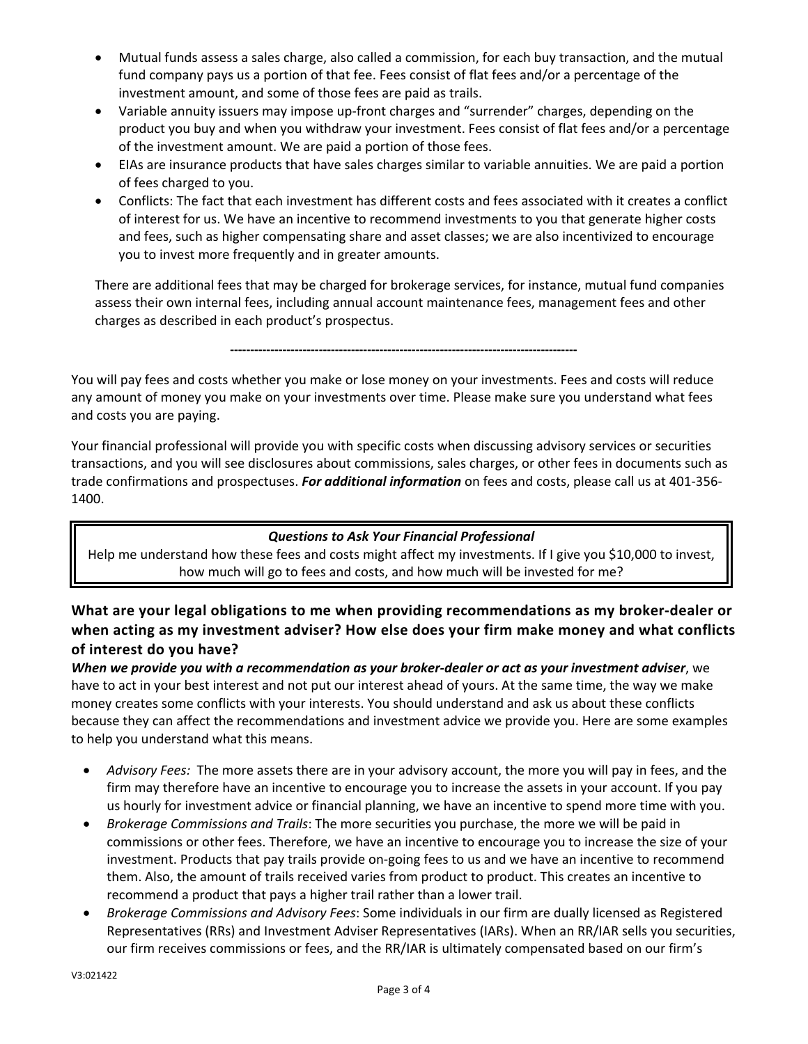- Mutual funds assess a sales charge, also called a commission, for each buy transaction, and the mutual fund company pays us a portion of that fee. Fees consist of flat fees and/or a percentage of the investment amount, and some of those fees are paid as trails.
- Variable annuity issuers may impose up-front charges and "surrender" charges, depending on the product you buy and when you withdraw your investment. Fees consist of flat fees and/or a percentage of the investment amount. We are paid a portion of those fees.
- EIAs are insurance products that have sales charges similar to variable annuities. We are paid a portion of fees charged to you.
- Conflicts: The fact that each investment has different costs and fees associated with it creates a conflict of interest for us. We have an incentive to recommend investments to you that generate higher costs and fees, such as higher compensating share and asset classes; we are also incentivized to encourage you to invest more frequently and in greater amounts.

There are additional fees that may be charged for brokerage services, for instance, mutual fund companies assess their own internal fees, including annual account maintenance fees, management fees and other charges as described in each product's prospectus.

---

You will pay fees and costs whether you make or lose money on your investments. Fees and costs will reduce any amount of money you make on your investments over time. Please make sure you understand what fees and costs you are paying.

Your financial professional will provide you with specific costs when discussing advisory services or securities transactions, and you will see disclosures about commissions, sales charges, or other fees in documents such as trade confirmations and prospectuses. ***For additional information*** on fees and costs, please call us at 401-356-1400.

> ***Questions to Ask Your Financial Professional***
>
> Help me understand how these fees and costs might affect my investments. If I give you $10,000 to invest, how much will go to fees and costs, and how much will be invested for me?

## What are your legal obligations to me when providing recommendations as my broker-dealer or when acting as my investment adviser? How else does your firm make money and what conflicts of interest do you have?

***When we provide you with a recommendation as your broker-dealer or act as your investment adviser***, we have to act in your best interest and not put our interest ahead of yours. At the same time, the way we make money creates some conflicts with your interests. You should understand and ask us about these conflicts because they can affect the recommendations and investment advice we provide you. Here are some examples to help you understand what this means.

- *Advisory Fees:* The more assets there are in your advisory account, the more you will pay in fees, and the firm may therefore have an incentive to encourage you to increase the assets in your account. If you pay us hourly for investment advice or financial planning, we have an incentive to spend more time with you.
- *Brokerage Commissions and Trails*: The more securities you purchase, the more we will be paid in commissions or other fees. Therefore, we have an incentive to encourage you to increase the size of your investment. Products that pay trails provide on-going fees to us and we have an incentive to recommend them. Also, the amount of trails received varies from product to product. This creates an incentive to recommend a product that pays a higher trail rather than a lower trail.
- *Brokerage Commissions and Advisory Fees*: Some individuals in our firm are dually licensed as Registered Representatives (RRs) and Investment Adviser Representatives (IARs). When an RR/IAR sells you securities, our firm receives commissions or fees, and the RR/IAR is ultimately compensated based on our firm's

V3:021422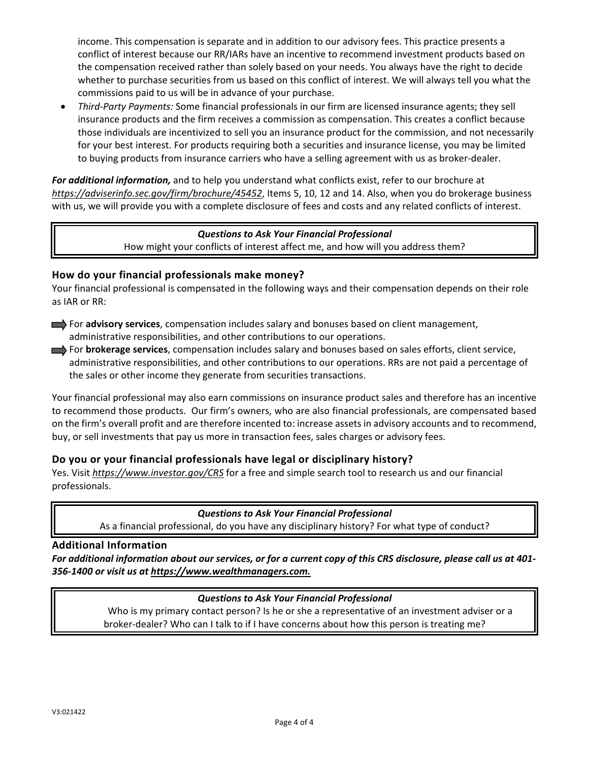income. This compensation is separate and in addition to our advisory fees. This practice presents a conflict of interest because our RR/IARs have an incentive to recommend investment products based on the compensation received rather than solely based on your needs. You always have the right to decide whether to purchase securities from us based on this conflict of interest. We will always tell you what the commissions paid to us will be in advance of your purchase.

- *Third-Party Payments:* Some financial professionals in our firm are licensed insurance agents; they sell insurance products and the firm receives a commission as compensation. This creates a conflict because those individuals are incentivized to sell you an insurance product for the commission, and not necessarily for your best interest. For products requiring both a securities and insurance license, you may be limited to buying products from insurance carriers who have a selling agreement with us as broker-dealer.

***For additional information,*** and to help you understand what conflicts exist, refer to our brochure at *https://adviserinfo.sec.gov/firm/brochure/45452*, Items 5, 10, 12 and 14. Also, when you do brokerage business with us, we will provide you with a complete disclosure of fees and costs and any related conflicts of interest.

> ***Questions to Ask Your Financial Professional***
> How might your conflicts of interest affect me, and how will you address them?

## How do your financial professionals make money?

Your financial professional is compensated in the following ways and their compensation depends on their role as IAR or RR:

- For **advisory services**, compensation includes salary and bonuses based on client management, administrative responsibilities, and other contributions to our operations.
- For **brokerage services**, compensation includes salary and bonuses based on sales efforts, client service, administrative responsibilities, and other contributions to our operations. RRs are not paid a percentage of the sales or other income they generate from securities transactions.

Your financial professional may also earn commissions on insurance product sales and therefore has an incentive to recommend those products. Our firm's owners, who are also financial professionals, are compensated based on the firm's overall profit and are therefore incented to: increase assets in advisory accounts and to recommend, buy, or sell investments that pay us more in transaction fees, sales charges or advisory fees.

## Do you or your financial professionals have legal or disciplinary history?

Yes. Visit *https://www.investor.gov/CRS* for a free and simple search tool to research us and our financial professionals.

> ***Questions to Ask Your Financial Professional***
> As a financial professional, do you have any disciplinary history? For what type of conduct?

## Additional Information

***For additional information about our services, or for a current copy of this CRS disclosure, please call us at 401-356-1400 or visit us at https://www.wealthmanagers.com.***

> ***Questions to Ask Your Financial Professional***
> Who is my primary contact person? Is he or she a representative of an investment adviser or a broker-dealer? Who can I talk to if I have concerns about how this person is treating me?

V3:021422